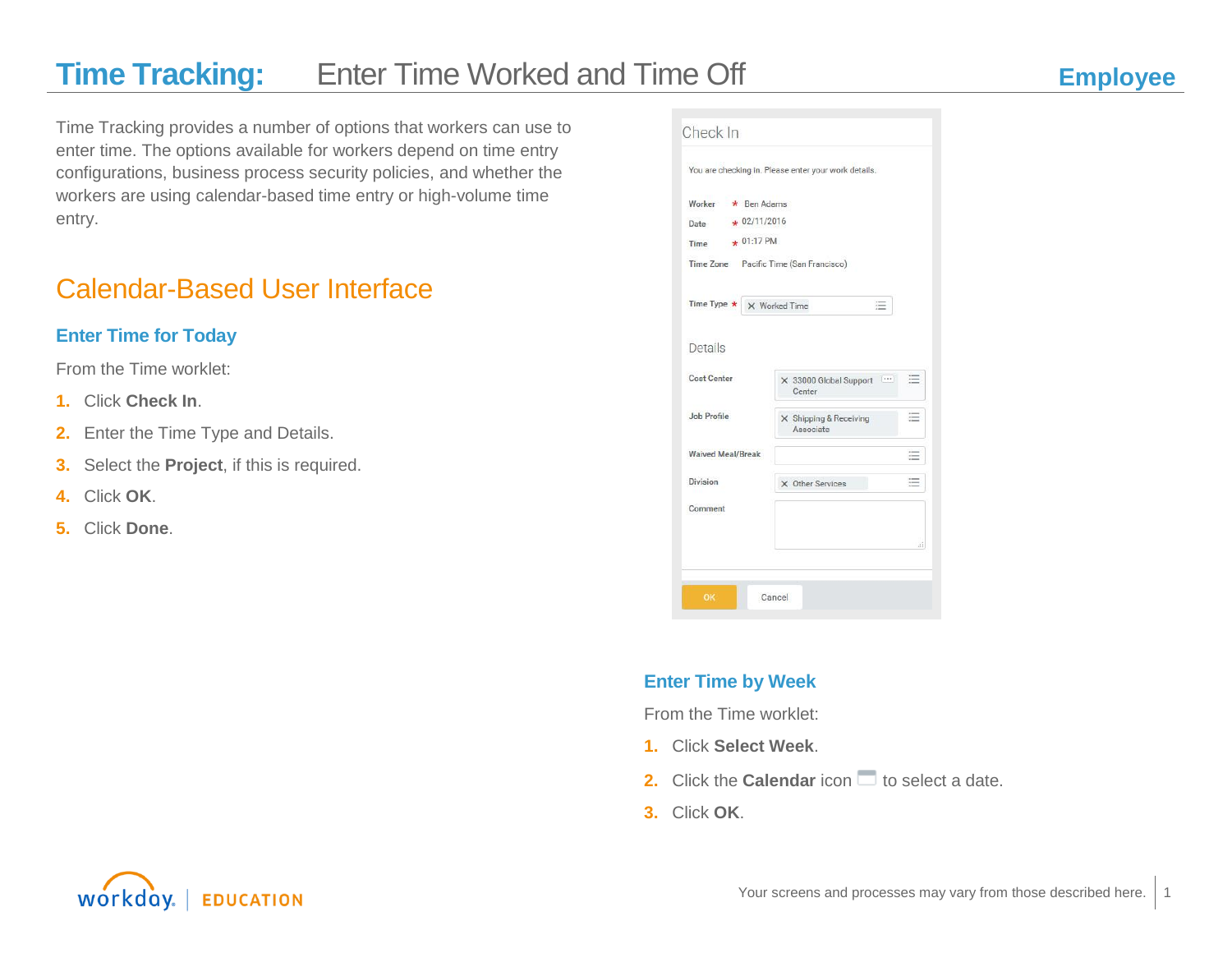# Time Tracking: Enter Time Worked and Time Off

**Employee**

Time Tracking provides a number of options that workers can use to enter time. The options available for workers depend on time entry configurations, business process security policies, and whether the workers are using calendar-based time entry or high-volume time entry.

## Calendar-Based User Interface

### Enter Time for Today

From the Time worklet:

1. Click **Check In**.
2. Enter the Time Type and Details.
3. Select the **Project**, if this is required.
4. Click **OK**.
5. Click **Done**.

### Enter Time by Week

From the Time worklet:

1. Click **Select Week**.
2. Click the **Calendar** icon to select a date.
3. Click **OK**.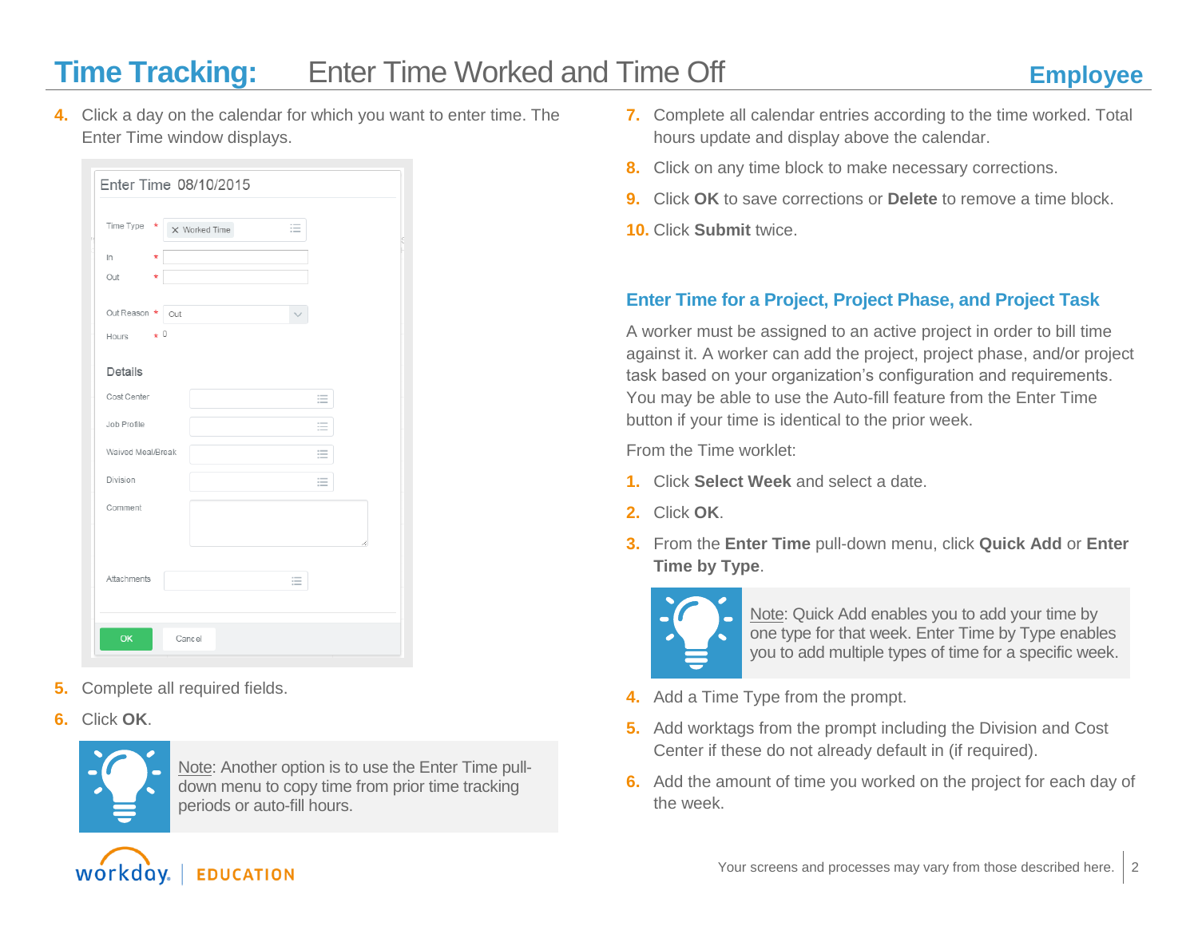# Time Tracking: Enter Time Worked and Time Off

**Employee**

4. Click a day on the calendar for which you want to enter time. The Enter Time window displays.

5. Complete all required fields.
6. Click **OK**.

> Note: Another option is to use the Enter Time pull-down menu to copy time from prior time tracking periods or auto-fill hours.

7. Complete all calendar entries according to the time worked. Total hours update and display above the calendar.
8. Click on any time block to make necessary corrections.
9. Click **OK** to save corrections or **Delete** to remove a time block.
10. Click **Submit** twice.

## Enter Time for a Project, Project Phase, and Project Task

A worker must be assigned to an active project in order to bill time against it. A worker can add the project, project phase, and/or project task based on your organization's configuration and requirements. You may be able to use the Auto-fill feature from the Enter Time button if your time is identical to the prior week.

From the Time worklet:

1. Click **Select Week** and select a date.
2. Click **OK**.
3. From the **Enter Time** pull-down menu, click **Quick Add** or **Enter Time by Type**.

> Note: Quick Add enables you to add your time by one type for that week. Enter Time by Type enables you to add multiple types of time for a specific week.

4. Add a Time Type from the prompt.
5. Add worktags from the prompt including the Division and Cost Center if these do not already default in (if required).
6. Add the amount of time you worked on the project for each day of the week.

Your screens and processes may vary from those described here.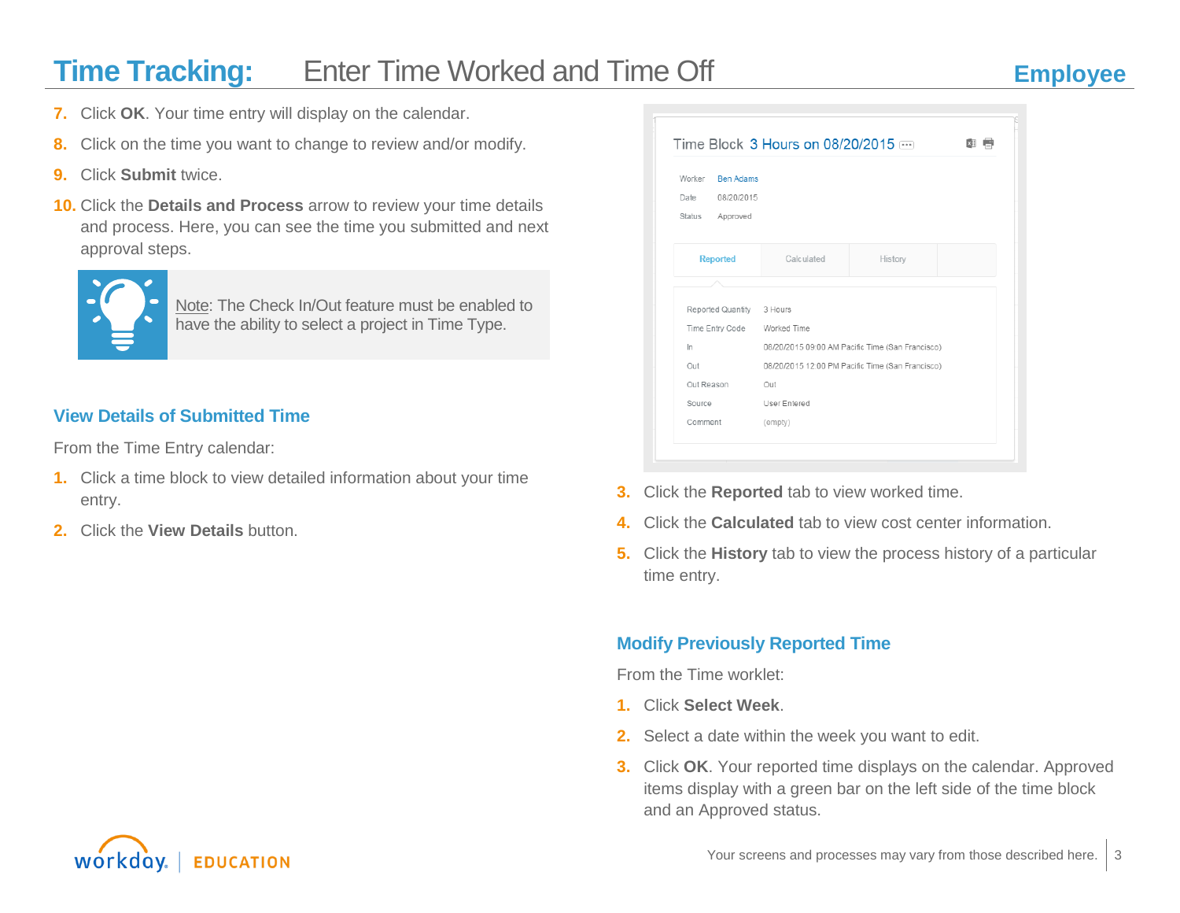# Time Tracking: Enter Time Worked and Time Off

7. Click **OK**. Your time entry will display on the calendar.
8. Click on the time you want to change to review and/or modify.
9. Click **Submit** twice.
10. Click the **Details and Process** arrow to review your time details and process. Here, you can see the time you submitted and next approval steps.

Note: The Check In/Out feature must be enabled to have the ability to select a project in Time Type.

## View Details of Submitted Time

From the Time Entry calendar:

1. Click a time block to view detailed information about your time entry.
2. Click the **View Details** button.

Time Block 3 Hours on 08/20/2015

Worker: Ben Adams
Date: 08/20/2015
Status: Approved

Reported | Calculated | History

| | |
|---|---|
| Reported Quantity | 3 Hours |
| Time Entry Code | Worked Time |
| In | 08/20/2015 09:00 AM Pacific Time (San Francisco) |
| Out | 08/20/2015 12:00 PM Pacific Time (San Francisco) |
| Out Reason | Out |
| Source | User Entered |
| Comment | (empty) |

3. Click the **Reported** tab to view worked time.
4. Click the **Calculated** tab to view cost center information.
5. Click the **History** tab to view the process history of a particular time entry.

## Modify Previously Reported Time

From the Time worklet:

1. Click **Select Week**.
2. Select a date within the week you want to edit.
3. Click **OK**. Your reported time displays on the calendar. Approved items display with a green bar on the left side of the time block and an Approved status.

Your screens and processes may vary from those described here.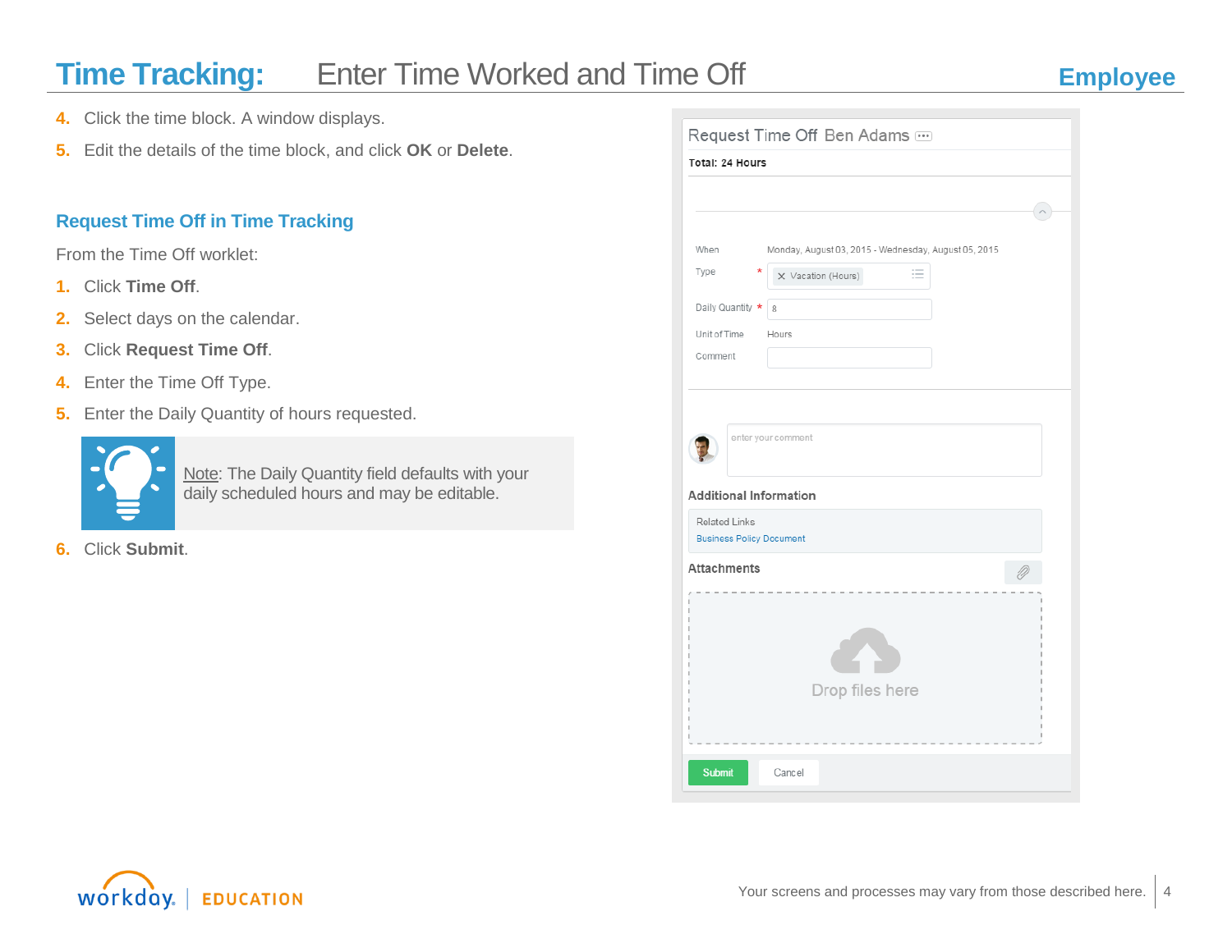4. Click the time block. A window displays.
5. Edit the details of the time block, and click **OK** or **Delete**.

## Request Time Off in Time Tracking

From the Time Off worklet:

1. Click **Time Off**.
2. Select days on the calendar.
3. Click **Request Time Off**.
4. Enter the Time Off Type.
5. Enter the Daily Quantity of hours requested.

> Note: The Daily Quantity field defaults with your daily scheduled hours and may be editable.

6. Click **Submit**.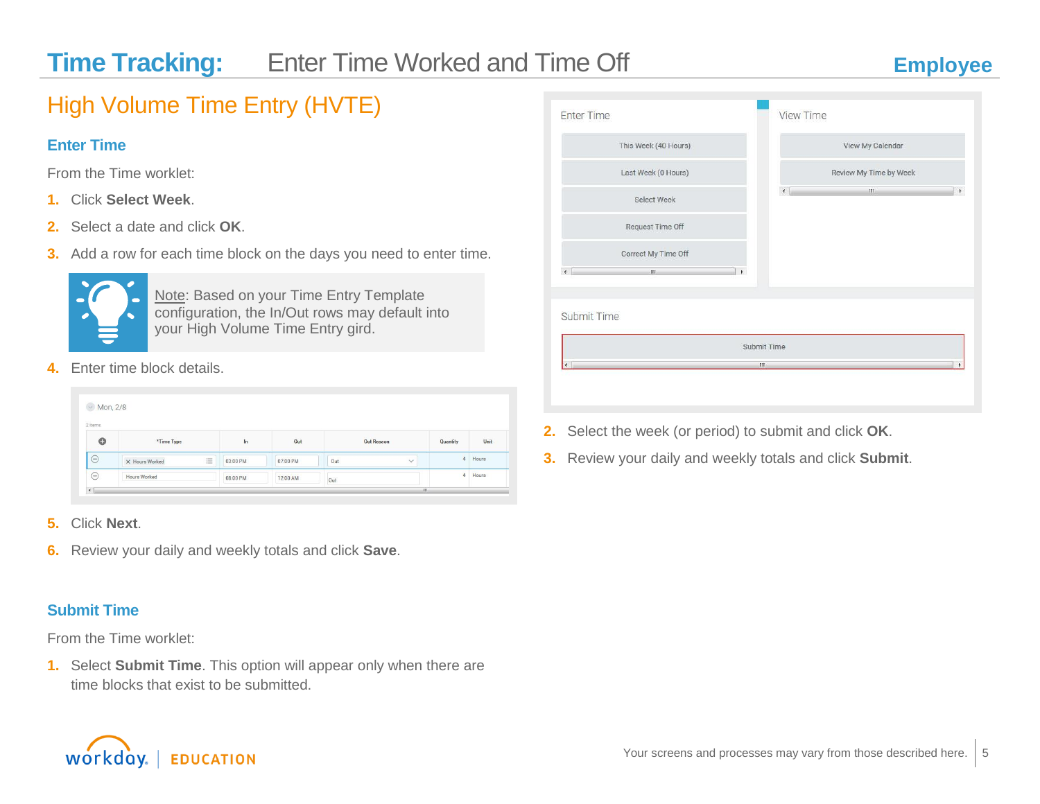# Time Tracking: Enter Time Worked and Time Off

**Employee**

## High Volume Time Entry (HVTE)

### Enter Time

From the Time worklet:

1. Click **Select Week**.
2. Select a date and click **OK**.
3. Add a row for each time block on the days you need to enter time.

> Note: Based on your Time Entry Template configuration, the In/Out rows may default into your High Volume Time Entry gird.

4. Enter time block details.
5. Click **Next**.
6. Review your daily and weekly totals and click **Save**.

### Submit Time

From the Time worklet:

1. Select **Submit Time**. This option will appear only when there are time blocks that exist to be submitted.
2. Select the week (or period) to submit and click **OK**.
3. Review your daily and weekly totals and click **Submit**.

Your screens and processes may vary from those described here.